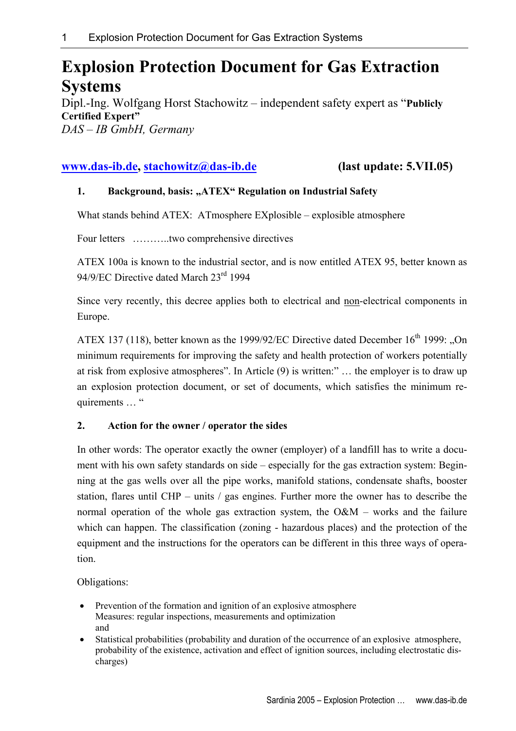# Explosion Protection Document for Gas Extraction Systems

Dipl.-Ing. Wolfgang Horst Stachowitz – independent safety expert as "**Publicly Certified Expert"**
*DAS – IB GmbH, Germany*

**www.das-ib.de, stachowitz@das-ib.de** **(last update: 5.VII.05)**

## 1. Background, basis: „ATEX" Regulation on Industrial Safety

What stands behind ATEX: ATmosphere EXplosible – explosible atmosphere

Four letters ………..two comprehensive directives

ATEX 100a is known to the industrial sector, and is now entitled ATEX 95, better known as 94/9/EC Directive dated March 23rd 1994

Since very recently, this decree applies both to electrical and non-electrical components in Europe.

ATEX 137 (118), better known as the 1999/92/EC Directive dated December 16th 1999: „On minimum requirements for improving the safety and health protection of workers potentially at risk from explosive atmospheres". In Article (9) is written:" … the employer is to draw up an explosion protection document, or set of documents, which satisfies the minimum requirements … "

## 2. Action for the owner / operator the sides

In other words: The operator exactly the owner (employer) of a landfill has to write a document with his own safety standards on side – especially for the gas extraction system: Beginning at the gas wells over all the pipe works, manifold stations, condensate shafts, booster station, flares until CHP – units / gas engines. Further more the owner has to describe the normal operation of the whole gas extraction system, the O&M – works and the failure which can happen. The classification (zoning - hazardous places) and the protection of the equipment and the instructions for the operators can be different in this three ways of operation.

Obligations:

- Prevention of the formation and ignition of an explosive atmosphere
  Measures: regular inspections, measurements and optimization
  and
- Statistical probabilities (probability and duration of the occurrence of an explosive atmosphere, probability of the existence, activation and effect of ignition sources, including electrostatic discharges)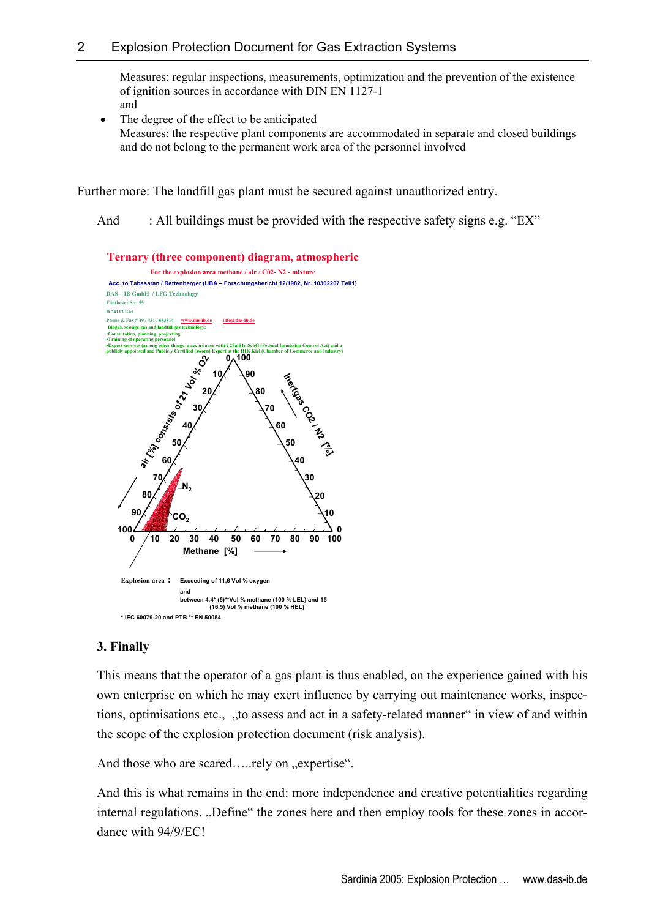Measures: regular inspections, measurements, optimization and the prevention of the existence of ignition sources in accordance with DIN EN 1127-1
and

- The degree of the effect to be anticipated
  Measures: the respective plant components are accommodated in separate and closed buildings and do not belong to the permanent work area of the personnel involved

Further more: The landfill gas plant must be secured against unauthorized entry.

And : All buildings must be provided with the respective safety signs e.g. "EX"

**Ternary (three component) diagram, atmospheric**

For the explosion area methane / air / C02- N2 - mixture

Acc. to Tabasaran / Rettenberger (UBA – Forschungsbericht 12/1982, Nr. 10302207 Teil1)

DAS – IB GmbH / LFG Technology
Flintbeker Str. 55
D 24113 Kiel
Phone & Fax # 49 / 431 / 683814 www.das-ib.de info@das-ib.de
Biogas, sewage gas and landfill gas technology:
•Consultation, planning, projecting
•Training of operating personnel
•Expert services (among other things in accordance with § 29a BImSchG (Federal Immission Control Act) and a publicly appointed and Publicly Certified (sworn) Expert at the IHK Kiel (Chamber of Commerce and Industry)

air [%] consists of 21 Vol % O2
Inertgas CO2 / N2 [%]
Methane [%]
0, 100
10, 20, 30, 40, 50, 60, 70, 80, 90, 100
90, 80, 70, 60, 50, 40, 30, 20, 10, 0
0, 10, 20, 30, 40, 50, 60, 70, 80, 90, 100
N2
CO2

Explosion area : Exceeding of 11,6 Vol % oxygen
and
between 4,4* (5)**Vol % methane (100 % LEL) and 15 (16,5) Vol % methane (100 % HEL)

\* IEC 60079-20 and PTB \*\* EN 50054

### 3. Finally

This means that the operator of a gas plant is thus enabled, on the experience gained with his own enterprise on which he may exert influence by carrying out maintenance works, inspections, optimisations etc., „to assess and act in a safety-related manner" in view of and within the scope of the explosion protection document (risk analysis).

And those who are scared…..rely on „expertise".

And this is what remains in the end: more independence and creative potentialities regarding internal regulations. „Define" the zones here and then employ tools for these zones in accordance with 94/9/EC!